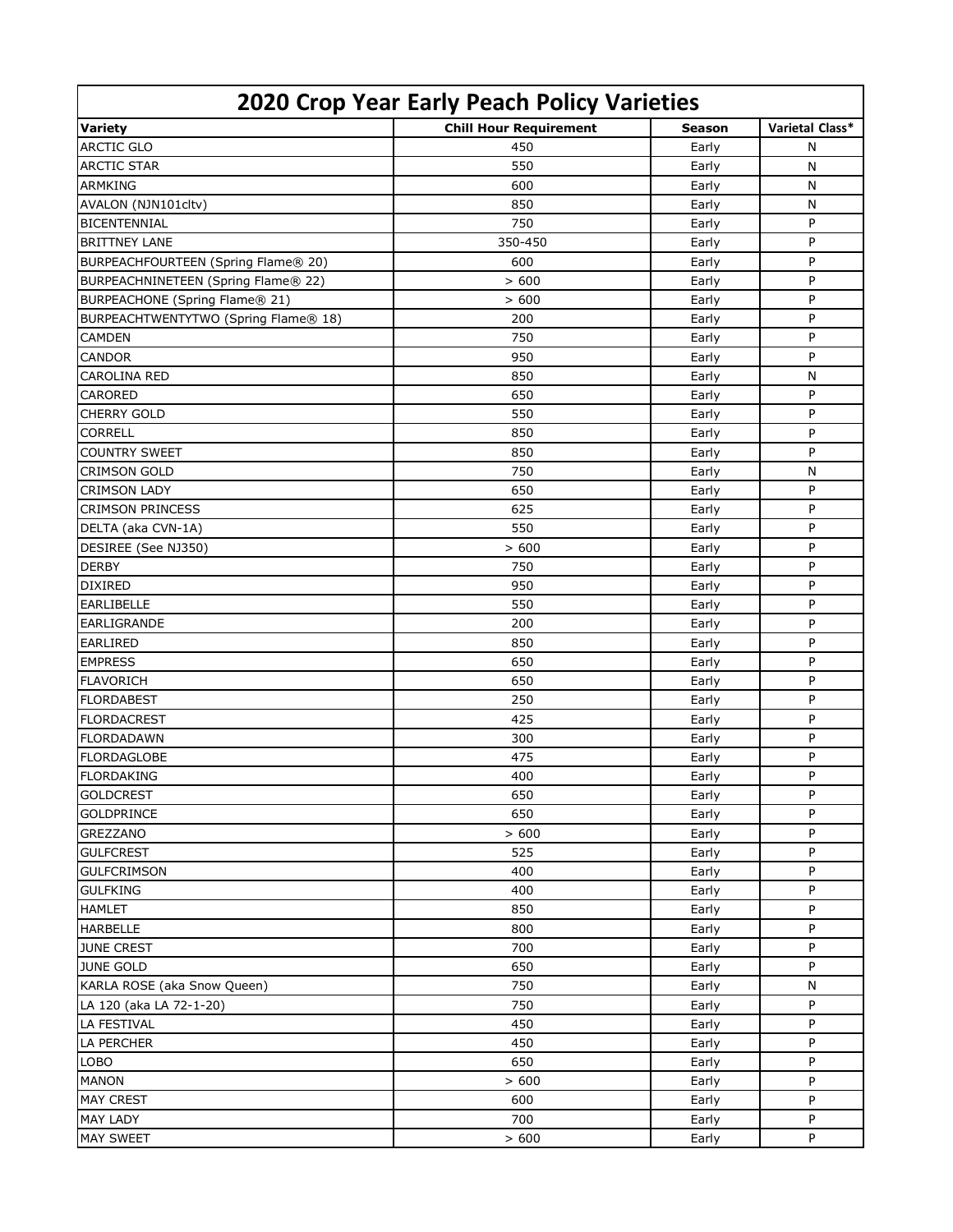# 2020 Crop Year Early Peach Policy Varieties

| Variety | Chill Hour Requirement | Season | Varietal Class* |
|---|---|---|---|
| ARCTIC GLO | 450 | Early | N |
| ARCTIC STAR | 550 | Early | N |
| ARMKING | 600 | Early | N |
| AVALON (NJN101cltv) | 850 | Early | N |
| BICENTENNIAL | 750 | Early | P |
| BRITTNEY LANE | 350-450 | Early | P |
| BURPEACHFOURTEEN (Spring Flame® 20) | 600 | Early | P |
| BURPEACHNINETEEN (Spring Flame® 22) | > 600 | Early | P |
| BURPEACHONE (Spring Flame® 21) | > 600 | Early | P |
| BURPEACHTWENTYTWO (Spring Flame® 18) | 200 | Early | P |
| CAMDEN | 750 | Early | P |
| CANDOR | 950 | Early | P |
| CAROLINA RED | 850 | Early | N |
| CARORED | 650 | Early | P |
| CHERRY GOLD | 550 | Early | P |
| CORRELL | 850 | Early | P |
| COUNTRY SWEET | 850 | Early | P |
| CRIMSON GOLD | 750 | Early | N |
| CRIMSON LADY | 650 | Early | P |
| CRIMSON PRINCESS | 625 | Early | P |
| DELTA (aka CVN-1A) | 550 | Early | P |
| DESIREE (See NJ350) | > 600 | Early | P |
| DERBY | 750 | Early | P |
| DIXIRED | 950 | Early | P |
| EARLIBELLE | 550 | Early | P |
| EARLIGRANDE | 200 | Early | P |
| EARLIRED | 850 | Early | P |
| EMPRESS | 650 | Early | P |
| FLAVORICH | 650 | Early | P |
| FLORDABEST | 250 | Early | P |
| FLORDACREST | 425 | Early | P |
| FLORDADAWN | 300 | Early | P |
| FLORDAGLOBE | 475 | Early | P |
| FLORDAKING | 400 | Early | P |
| GOLDCREST | 650 | Early | P |
| GOLDPRINCE | 650 | Early | P |
| GREZZANO | > 600 | Early | P |
| GULFCREST | 525 | Early | P |
| GULFCRIMSON | 400 | Early | P |
| GULFKING | 400 | Early | P |
| HAMLET | 850 | Early | P |
| HARBELLE | 800 | Early | P |
| JUNE CREST | 700 | Early | P |
| JUNE GOLD | 650 | Early | P |
| KARLA ROSE (aka Snow Queen) | 750 | Early | N |
| LA 120 (aka LA 72-1-20) | 750 | Early | P |
| LA FESTIVAL | 450 | Early | P |
| LA PERCHER | 450 | Early | P |
| LOBO | 650 | Early | P |
| MANON | > 600 | Early | P |
| MAY CREST | 600 | Early | P |
| MAY LADY | 700 | Early | P |
| MAY SWEET | > 600 | Early | P |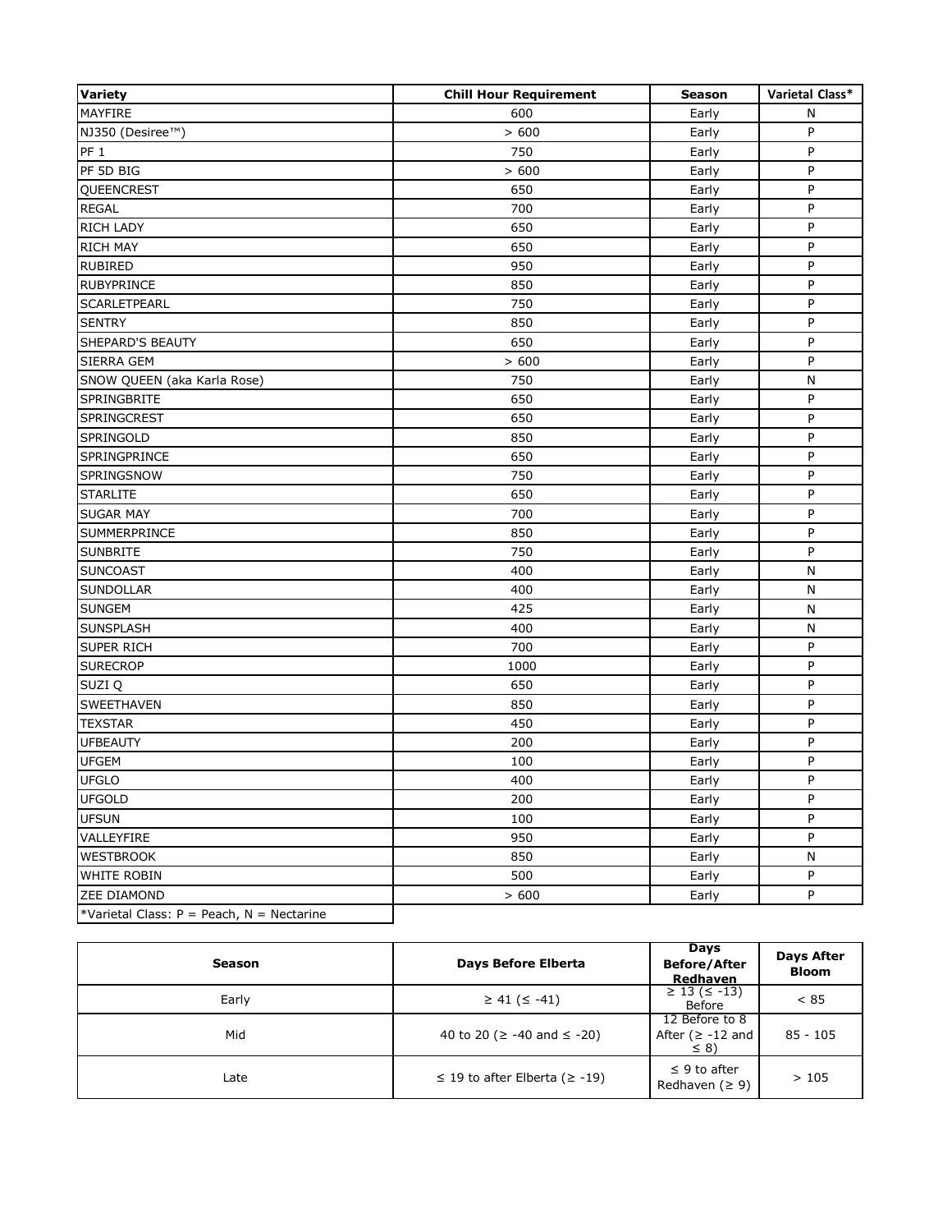| Variety | Chill Hour Requirement | Season | Varietal Class* |
|---|---|---|---|
| MAYFIRE | 600 | Early | N |
| NJ350 (Desiree™) | > 600 | Early | P |
| PF 1 | 750 | Early | P |
| PF 5D BIG | > 600 | Early | P |
| QUEENCREST | 650 | Early | P |
| REGAL | 700 | Early | P |
| RICH LADY | 650 | Early | P |
| RICH MAY | 650 | Early | P |
| RUBIRED | 950 | Early | P |
| RUBYPRINCE | 850 | Early | P |
| SCARLETPEARL | 750 | Early | P |
| SENTRY | 850 | Early | P |
| SHEPARD'S BEAUTY | 650 | Early | P |
| SIERRA GEM | > 600 | Early | P |
| SNOW QUEEN (aka Karla Rose) | 750 | Early | N |
| SPRINGBRITE | 650 | Early | P |
| SPRINGCREST | 650 | Early | P |
| SPRINGOLD | 850 | Early | P |
| SPRINGPRINCE | 650 | Early | P |
| SPRINGSNOW | 750 | Early | P |
| STARLITE | 650 | Early | P |
| SUGAR MAY | 700 | Early | P |
| SUMMERPRINCE | 850 | Early | P |
| SUNBRITE | 750 | Early | P |
| SUNCOAST | 400 | Early | N |
| SUNDOLLAR | 400 | Early | N |
| SUNGEM | 425 | Early | N |
| SUNSPLASH | 400 | Early | N |
| SUPER RICH | 700 | Early | P |
| SURECROP | 1000 | Early | P |
| SUZI Q | 650 | Early | P |
| SWEETHAVEN | 850 | Early | P |
| TEXSTAR | 450 | Early | P |
| UFBEAUTY | 200 | Early | P |
| UFGEM | 100 | Early | P |
| UFGLO | 400 | Early | P |
| UFGOLD | 200 | Early | P |
| UFSUN | 100 | Early | P |
| VALLEYFIRE | 950 | Early | P |
| WESTBROOK | 850 | Early | N |
| WHITE ROBIN | 500 | Early | P |
| ZEE DIAMOND | > 600 | Early | P |

*Varietal Class: P = Peach, N = Nectarine

| Season | Days Before Elberta | Days Before/After Redhaven | Days After Bloom |
|---|---|---|---|
| Early | ≥ 41 (≤ -41) | ≥ 13 (≤ -13) Before | < 85 |
| Mid | 40 to 20 (≥ -40 and ≤ -20) | 12 Before to 8 After (≥ -12 and ≤ 8) | 85 - 105 |
| Late | ≤ 19 to after Elberta (≥ -19) | ≤ 9 to after Redhaven (≥ 9) | > 105 |